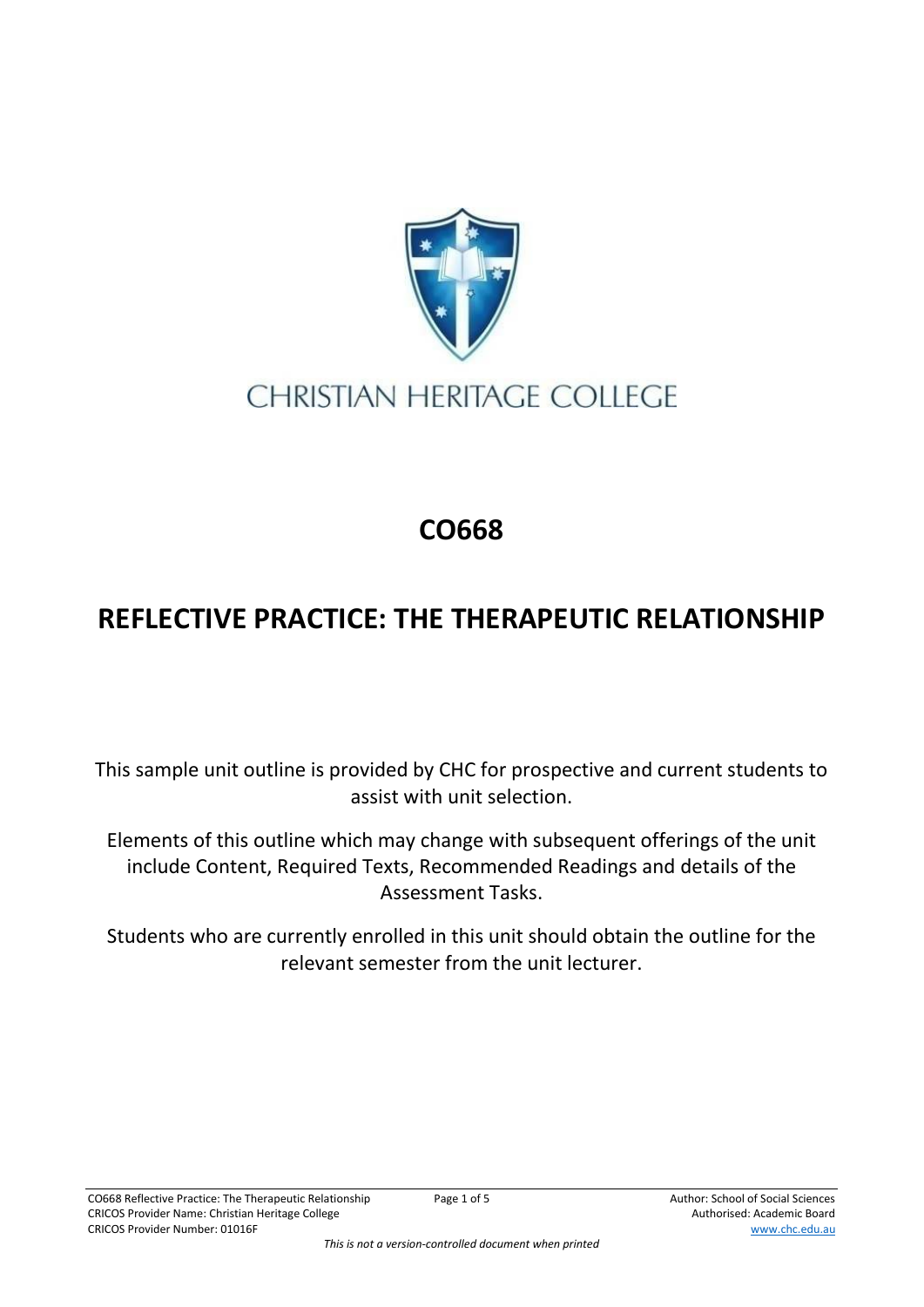CHRISTIAN HERITAGE COLLEGE

# CO668

# REFLECTIVE PRACTICE: THE THERAPEUTIC RELATIONSHIP

This sample unit outline is provided by CHC for prospective and current students to assist with unit selection.

Elements of this outline which may change with subsequent offerings of the unit include Content, Required Texts, Recommended Readings and details of the Assessment Tasks.

Students who are currently enrolled in this unit should obtain the outline for the relevant semester from the unit lecturer.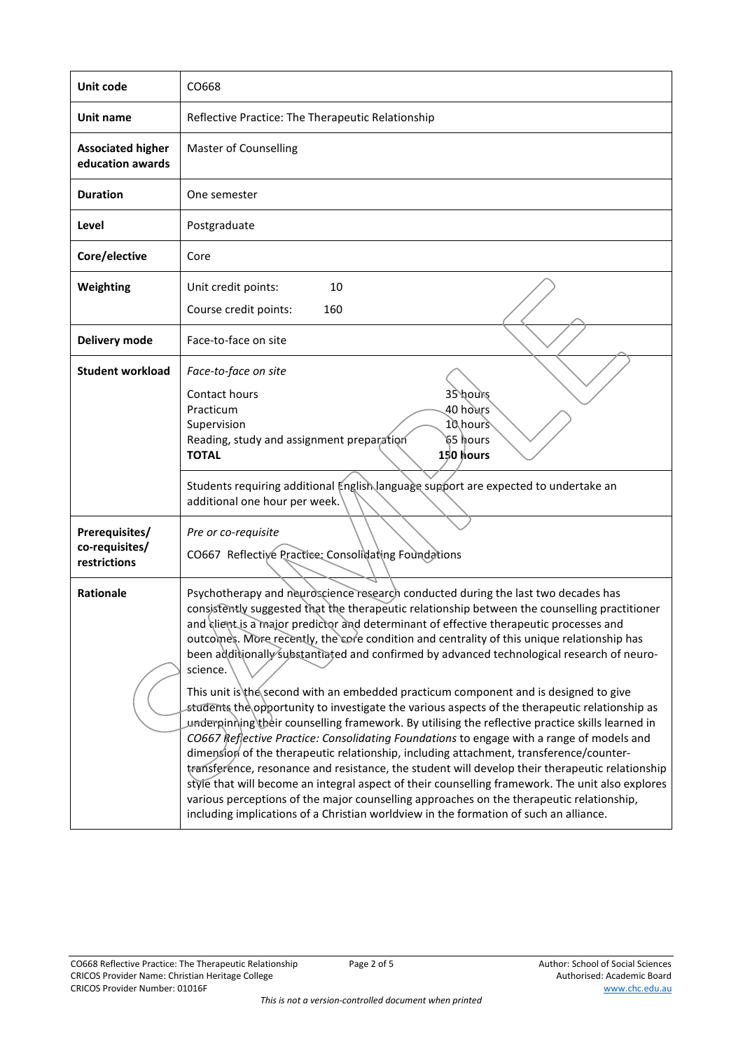| | |
|---|---|
| **Unit code** | CO668 |
| **Unit name** | Reflective Practice: The Therapeutic Relationship |
| **Associated higher education awards** | Master of Counselling |
| **Duration** | One semester |
| **Level** | Postgraduate |
| **Core/elective** | Core |
| **Weighting** | Unit credit points: 10<br>Course credit points: 160 |
| **Delivery mode** | Face-to-face on site |
| **Student workload** | *Face-to-face on site*<br>Contact hours 35 hours<br>Practicum 40 hours<br>Supervision 10 hours<br>Reading, study and assignment preparation 65 hours<br>**TOTAL 150 hours**<br><br>Students requiring additional English language support are expected to undertake an additional one hour per week. |
| **Prerequisites/ co-requisites/ restrictions** | *Pre or co-requisite*<br>CO667 Reflective Practice: Consolidating Foundations |
| **Rationale** | Psychotherapy and neuroscience research conducted during the last two decades has consistently suggested that the therapeutic relationship between the counselling practitioner and client is a major predictor and determinant of effective therapeutic processes and outcomes. More recently, the core condition and centrality of this unique relationship has been additionally substantiated and confirmed by advanced technological research of neuro-science.<br><br>This unit is the second with an embedded practicum component and is designed to give students the opportunity to investigate the various aspects of the therapeutic relationship as underpinning their counselling framework. By utilising the reflective practice skills learned in *CO667 Reflective Practice: Consolidating Foundations* to engage with a range of models and dimension of the therapeutic relationship, including attachment, transference/counter-transference, resonance and resistance, the student will develop their therapeutic relationship style that will become an integral aspect of their counselling framework. The unit also explores various perceptions of the major counselling approaches on the therapeutic relationship, including implications of a Christian worldview in the formation of such an alliance. |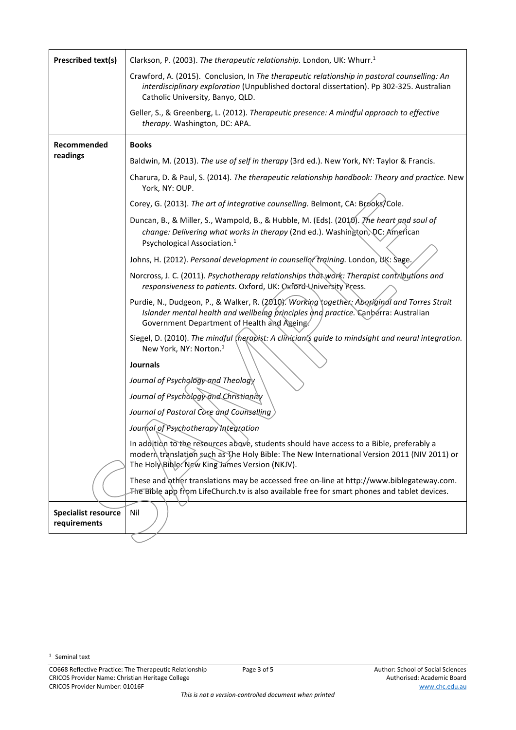| | |
|---|---|
| **Prescribed text(s)** | Clarkson, P. (2003). *The therapeutic relationship.* London, UK: Whurr.[1] |
| | Crawford, A. (2015). Conclusion, In *The therapeutic relationship in pastoral counselling: An interdisciplinary exploration* (Unpublished doctoral dissertation). Pp 302-325. Australian Catholic University, Banyo, QLD. |
| | Geller, S., & Greenberg, L. (2012). *Therapeutic presence: A mindful approach to effective therapy.* Washington, DC: APA. |
| **Recommended readings** | **Books** |
| | Baldwin, M. (2013). *The use of self in therapy* (3rd ed.). New York, NY: Taylor & Francis. |
| | Charura, D. & Paul, S. (2014). *The therapeutic relationship handbook: Theory and practice.* New York, NY: OUP. |
| | Corey, G. (2013). *The art of integrative counselling.* Belmont, CA: Brooks/Cole. |
| | Duncan, B., & Miller, S., Wampold, B., & Hubble, M. (Eds). (2010). *The heart and soul of change: Delivering what works in therapy* (2nd ed.). Washington, DC: American Psychological Association.[1] |
| | Johns, H. (2012). *Personal development in counsellor training.* London, UK: Sage. |
| | Norcross, J. C. (2011). *Psychotherapy relationships that work: Therapist contributions and responsiveness to patients*. Oxford, UK: Oxford University Press. |
| | Purdie, N., Dudgeon, P., & Walker, R. (2010). *Working together: Aboriginal and Torres Strait Islander mental health and wellbeing principles and practice.* Canberra: Australian Government Department of Health and Ageing. |
| | Siegel, D. (2010). *The mindful therapist: A clinician's guide to mindsight and neural integration.* New York, NY: Norton.[1] |
| | **Journals** |
| | *Journal of Psychology and Theology* |
| | *Journal of Psychology and Christianity* |
| | *Journal of Pastoral Care and Counselling* |
| | *Journal of Psychotherapy Integration* |
| | In addition to the resources above, students should have access to a Bible, preferably a modern translation such as The Holy Bible: The New International Version 2011 (NIV 2011) or The Holy Bible: New King James Version (NKJV). |
| | These and other translations may be accessed free on-line at http://www.biblegateway.com. The Bible app from LifeChurch.tv is also available free for smart phones and tablet devices. |
| **Specialist resource requirements** | Nil |

[1] Seminal text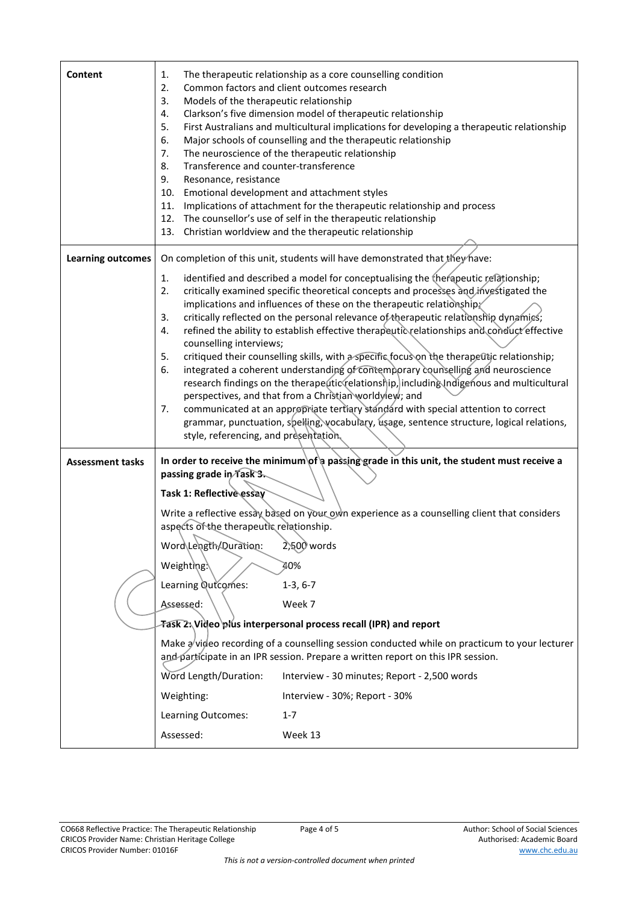| | |
|---|---|
| **Content** | 1. The therapeutic relationship as a core counselling condition<br>2. Common factors and client outcomes research<br>3. Models of the therapeutic relationship<br>4. Clarkson's five dimension model of therapeutic relationship<br>5. First Australians and multicultural implications for developing a therapeutic relationship<br>6. Major schools of counselling and the therapeutic relationship<br>7. The neuroscience of the therapeutic relationship<br>8. Transference and counter-transference<br>9. Resonance, resistance<br>10. Emotional development and attachment styles<br>11. Implications of attachment for the therapeutic relationship and process<br>12. The counsellor's use of self in the therapeutic relationship<br>13. Christian worldview and the therapeutic relationship |
| **Learning outcomes** | On completion of this unit, students will have demonstrated that they have:<br>1. identified and described a model for conceptualising the therapeutic relationship;<br>2. critically examined specific theoretical concepts and processes and investigated the implications and influences of these on the therapeutic relationship;<br>3. critically reflected on the personal relevance of therapeutic relationship dynamics;<br>4. refined the ability to establish effective therapeutic relationships and conduct effective counselling interviews;<br>5. critiqued their counselling skills, with a specific focus on the therapeutic relationship;<br>6. integrated a coherent understanding of contemporary counselling and neuroscience research findings on the therapeutic relationship, including Indigenous and multicultural perspectives, and that from a Christian worldview; and<br>7. communicated at an appropriate tertiary standard with special attention to correct grammar, punctuation, spelling, vocabulary, usage, sentence structure, logical relations, style, referencing, and presentation. |
| **Assessment tasks** | **In order to receive the minimum of a passing grade in this unit, the student must receive a passing grade in Task 3.**<br><br>**Task 1: Reflective essay**<br>Write a reflective essay based on your own experience as a counselling client that considers aspects of the therapeutic relationship.<br>Word Length/Duration: 2,500 words<br>Weighting: 40%<br>Learning Outcomes: 1-3, 6-7<br>Assessed: Week 7<br><br>**Task 2: Video plus interpersonal process recall (IPR) and report**<br>Make a video recording of a counselling session conducted while on practicum to your lecturer and participate in an IPR session. Prepare a written report on this IPR session.<br>Word Length/Duration: Interview - 30 minutes; Report - 2,500 words<br>Weighting: Interview - 30%; Report - 30%<br>Learning Outcomes: 1-7<br>Assessed: Week 13 |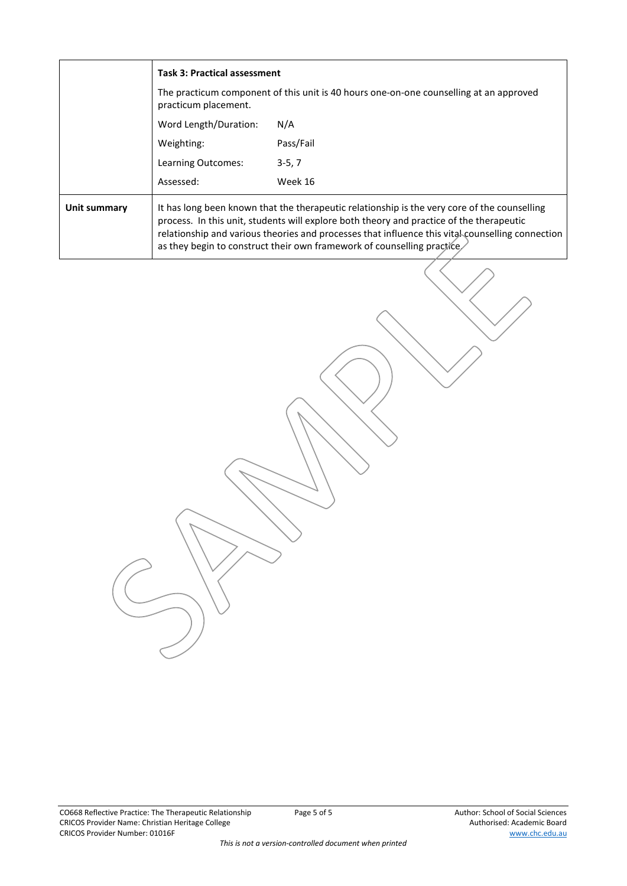| | |
|---|---|
| | **Task 3: Practical assessment**<br><br>The practicum component of this unit is 40 hours one-on-one counselling at an approved practicum placement.<br><br>Word Length/Duration: N/A<br>Weighting: Pass/Fail<br>Learning Outcomes: 3-5, 7<br>Assessed: Week 16 |
| **Unit summary** | It has long been known that the therapeutic relationship is the very core of the counselling process. In this unit, students will explore both theory and practice of the therapeutic relationship and various theories and processes that influence this vital counselling connection as they begin to construct their own framework of counselling practice. |